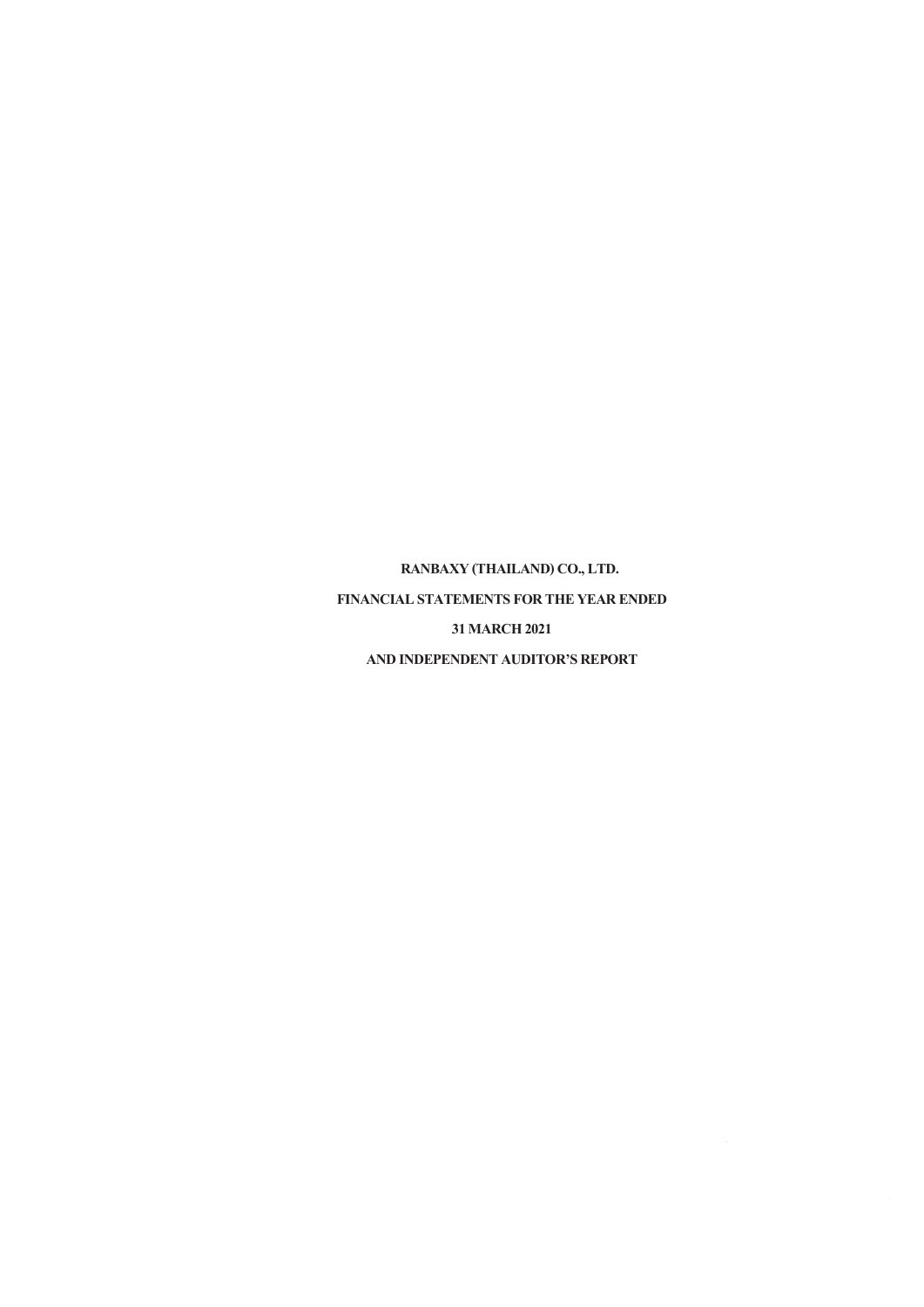# RANBAXY (THAILAND) CO., LTD.

## FINANCIAL STATEMENTS FOR THE YEAR ENDED

## 31 MARCH 2021

## AND INDEPENDENT AUDITOR'S REPORT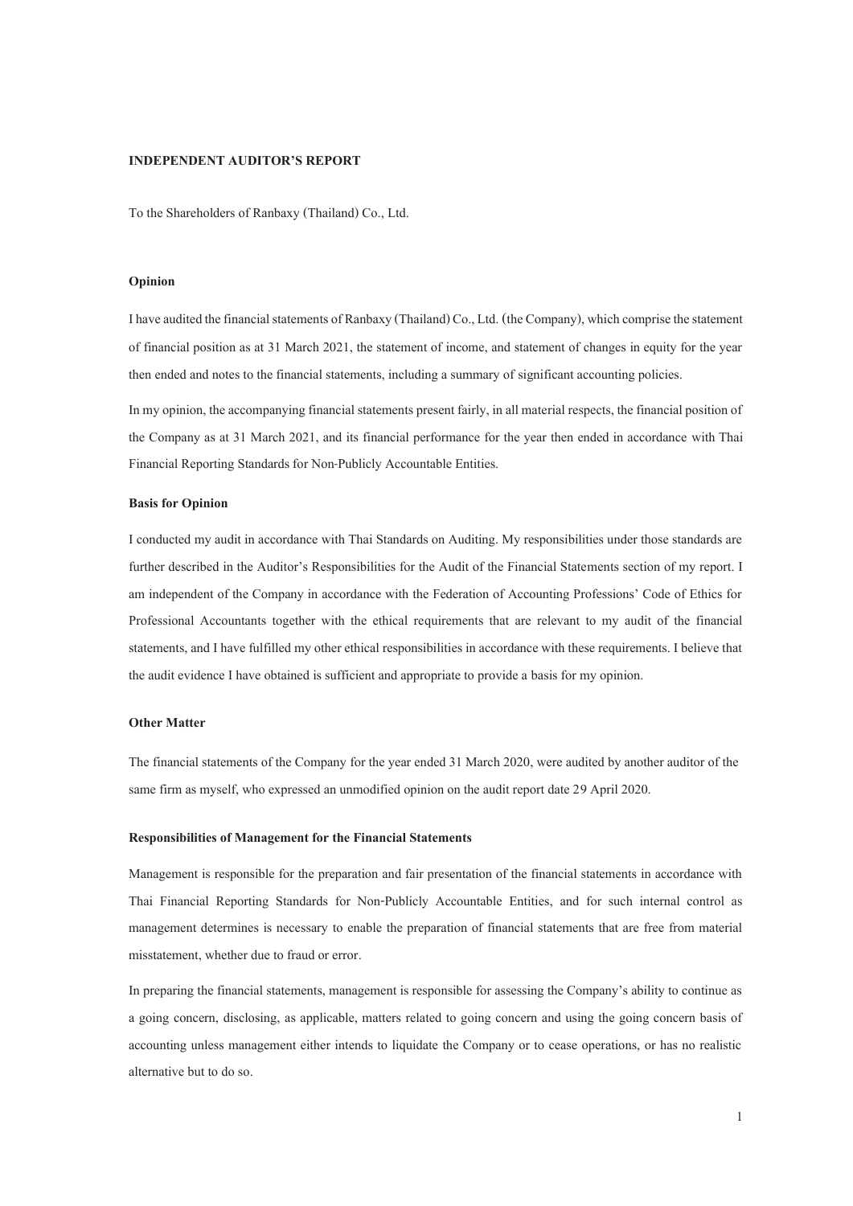**INDEPENDENT AUDITOR'S REPORT**

To the Shareholders of Ranbaxy (Thailand) Co., Ltd.

**Opinion**

I have audited the financial statements of Ranbaxy (Thailand) Co., Ltd. (the Company), which comprise the statement of financial position as at 31 March 2021, the statement of income, and statement of changes in equity for the year then ended and notes to the financial statements, including a summary of significant accounting policies.

In my opinion, the accompanying financial statements present fairly, in all material respects, the financial position of the Company as at 31 March 2021, and its financial performance for the year then ended in accordance with Thai Financial Reporting Standards for Non-Publicly Accountable Entities.

**Basis for Opinion**

I conducted my audit in accordance with Thai Standards on Auditing. My responsibilities under those standards are further described in the Auditor's Responsibilities for the Audit of the Financial Statements section of my report. I am independent of the Company in accordance with the Federation of Accounting Professions' Code of Ethics for Professional Accountants together with the ethical requirements that are relevant to my audit of the financial statements, and I have fulfilled my other ethical responsibilities in accordance with these requirements. I believe that the audit evidence I have obtained is sufficient and appropriate to provide a basis for my opinion.

**Other Matter**

The financial statements of the Company for the year ended 31 March 2020, were audited by another auditor of the same firm as myself, who expressed an unmodified opinion on the audit report date 29 April 2020.

**Responsibilities of Management for the Financial Statements**

Management is responsible for the preparation and fair presentation of the financial statements in accordance with Thai Financial Reporting Standards for Non-Publicly Accountable Entities, and for such internal control as management determines is necessary to enable the preparation of financial statements that are free from material misstatement, whether due to fraud or error.

In preparing the financial statements, management is responsible for assessing the Company's ability to continue as a going concern, disclosing, as applicable, matters related to going concern and using the going concern basis of accounting unless management either intends to liquidate the Company or to cease operations, or has no realistic alternative but to do so.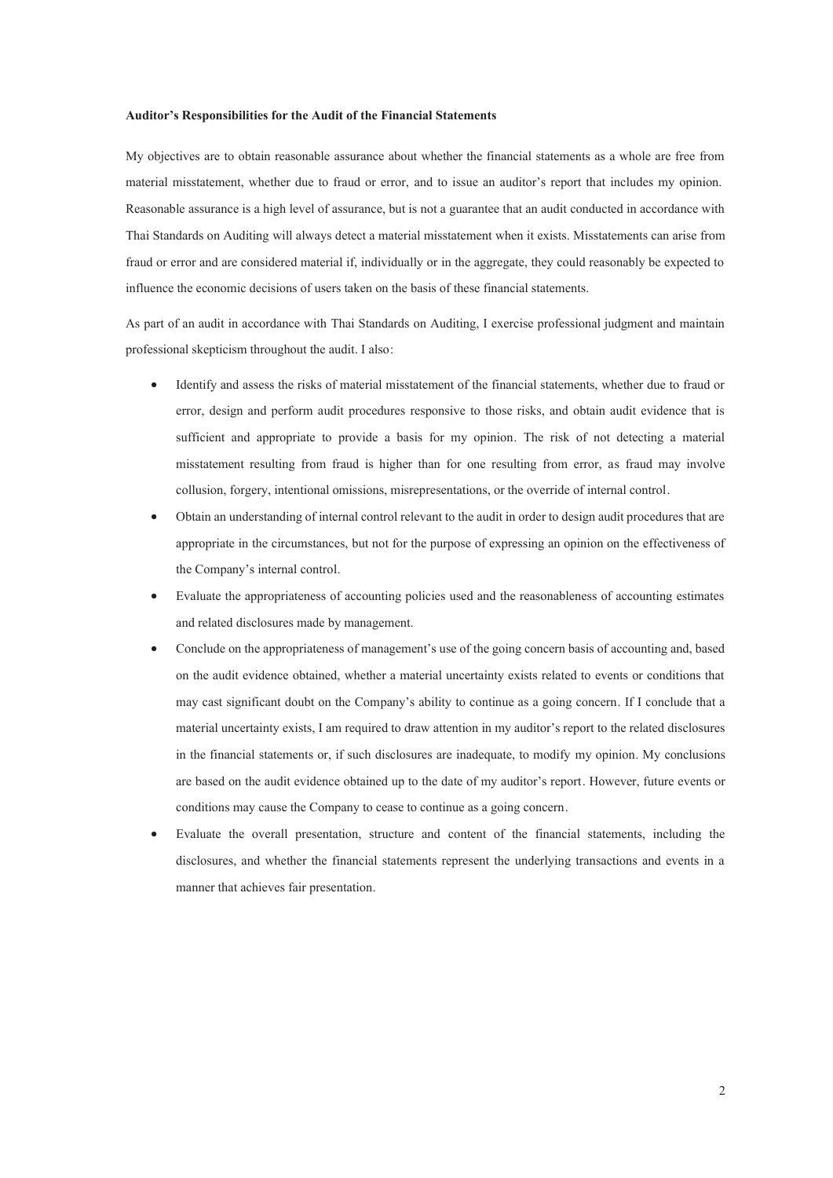**Auditor's Responsibilities for the Audit of the Financial Statements**

My objectives are to obtain reasonable assurance about whether the financial statements as a whole are free from material misstatement, whether due to fraud or error, and to issue an auditor's report that includes my opinion. Reasonable assurance is a high level of assurance, but is not a guarantee that an audit conducted in accordance with Thai Standards on Auditing will always detect a material misstatement when it exists. Misstatements can arise from fraud or error and are considered material if, individually or in the aggregate, they could reasonably be expected to influence the economic decisions of users taken on the basis of these financial statements.

As part of an audit in accordance with Thai Standards on Auditing, I exercise professional judgment and maintain professional skepticism throughout the audit. I also:

- Identify and assess the risks of material misstatement of the financial statements, whether due to fraud or error, design and perform audit procedures responsive to those risks, and obtain audit evidence that is sufficient and appropriate to provide a basis for my opinion. The risk of not detecting a material misstatement resulting from fraud is higher than for one resulting from error, as fraud may involve collusion, forgery, intentional omissions, misrepresentations, or the override of internal control.
- Obtain an understanding of internal control relevant to the audit in order to design audit procedures that are appropriate in the circumstances, but not for the purpose of expressing an opinion on the effectiveness of the Company's internal control.
- Evaluate the appropriateness of accounting policies used and the reasonableness of accounting estimates and related disclosures made by management.
- Conclude on the appropriateness of management's use of the going concern basis of accounting and, based on the audit evidence obtained, whether a material uncertainty exists related to events or conditions that may cast significant doubt on the Company's ability to continue as a going concern. If I conclude that a material uncertainty exists, I am required to draw attention in my auditor's report to the related disclosures in the financial statements or, if such disclosures are inadequate, to modify my opinion. My conclusions are based on the audit evidence obtained up to the date of my auditor's report. However, future events or conditions may cause the Company to cease to continue as a going concern.
- Evaluate the overall presentation, structure and content of the financial statements, including the disclosures, and whether the financial statements represent the underlying transactions and events in a manner that achieves fair presentation.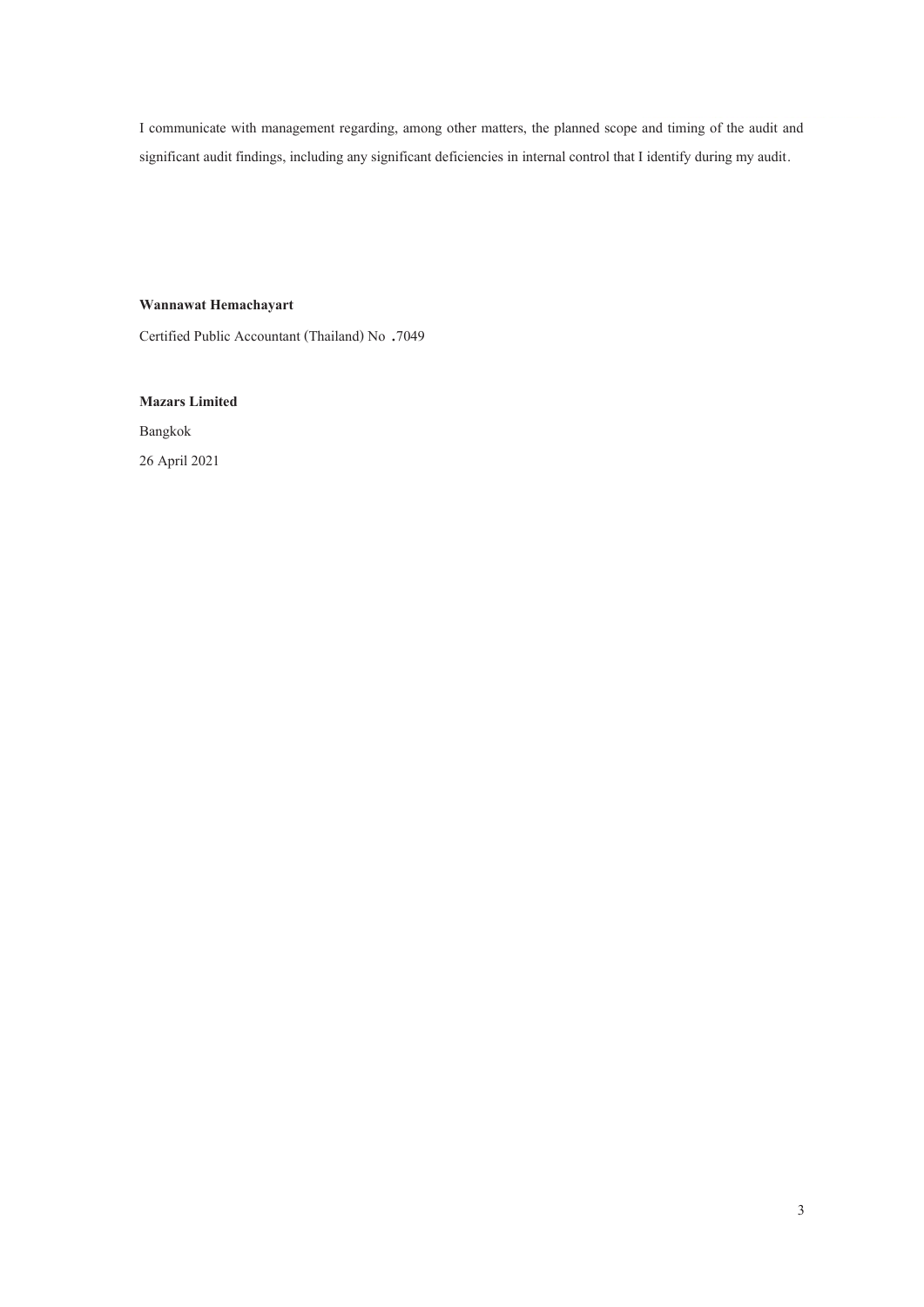I communicate with management regarding, among other matters, the planned scope and timing of the audit and significant audit findings, including any significant deficiencies in internal control that I identify during my audit.

**Wannawat Hemachayart**

Certified Public Accountant (Thailand) No .7049

**Mazars Limited**

Bangkok

26 April 2021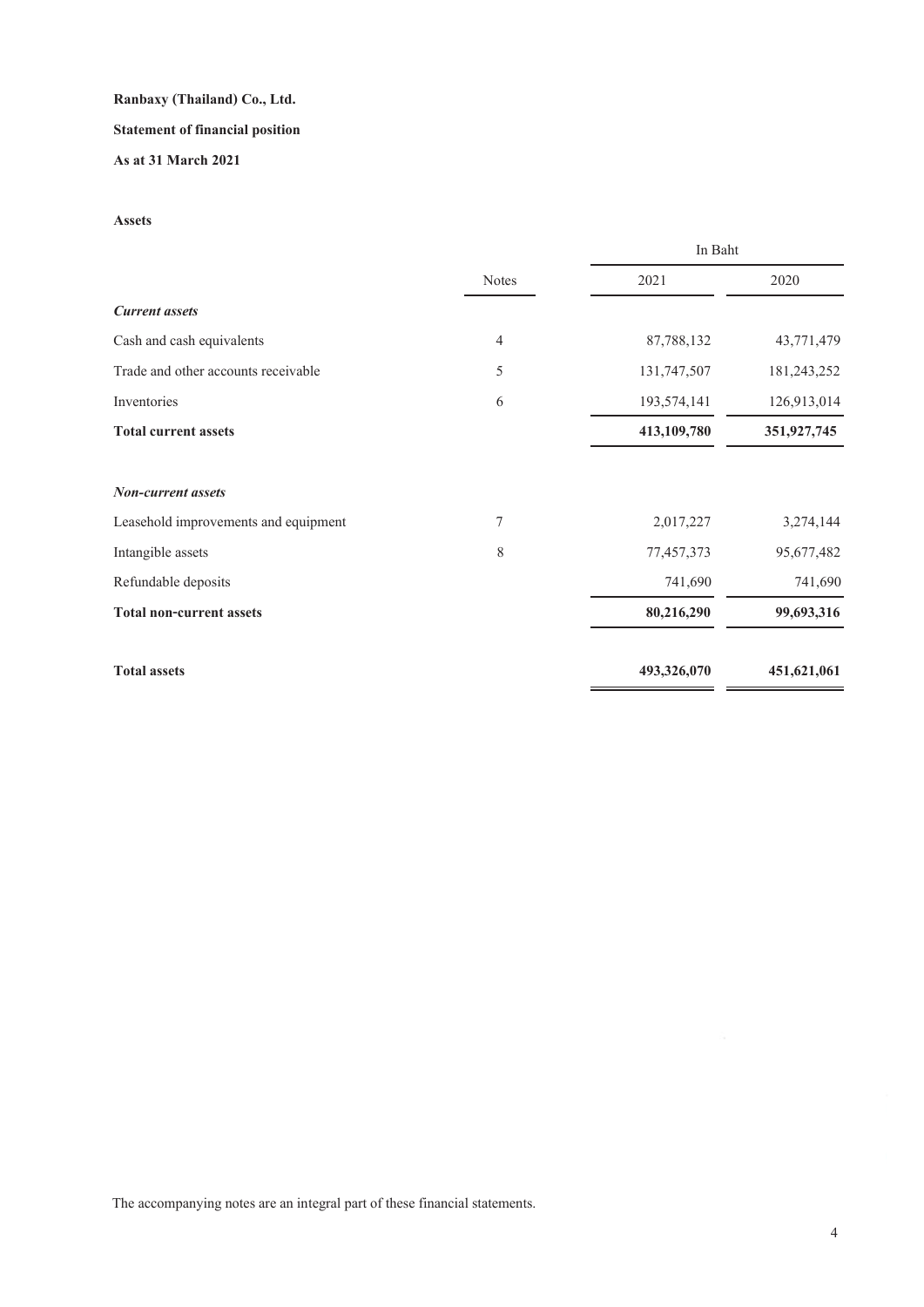**Ranbaxy (Thailand) Co., Ltd.**

**Statement of financial position**

**As at 31 March 2021**

**Assets**

| | | In Baht | |
|---|---|---|---|
| | Notes | 2021 | 2020 |
| ***Current assets*** | | | |
| Cash and cash equivalents | 4 | 87,788,132 | 43,771,479 |
| Trade and other accounts receivable | 5 | 131,747,507 | 181,243,252 |
| Inventories | 6 | 193,574,141 | 126,913,014 |
| **Total current assets** | | **413,109,780** | **351,927,745** |
| ***Non-current assets*** | | | |
| Leasehold improvements and equipment | 7 | 2,017,227 | 3,274,144 |
| Intangible assets | 8 | 77,457,373 | 95,677,482 |
| Refundable deposits | | 741,690 | 741,690 |
| **Total non-current assets** | | **80,216,290** | **99,693,316** |
| **Total assets** | | **493,326,070** | **451,621,061** |

The accompanying notes are an integral part of these financial statements.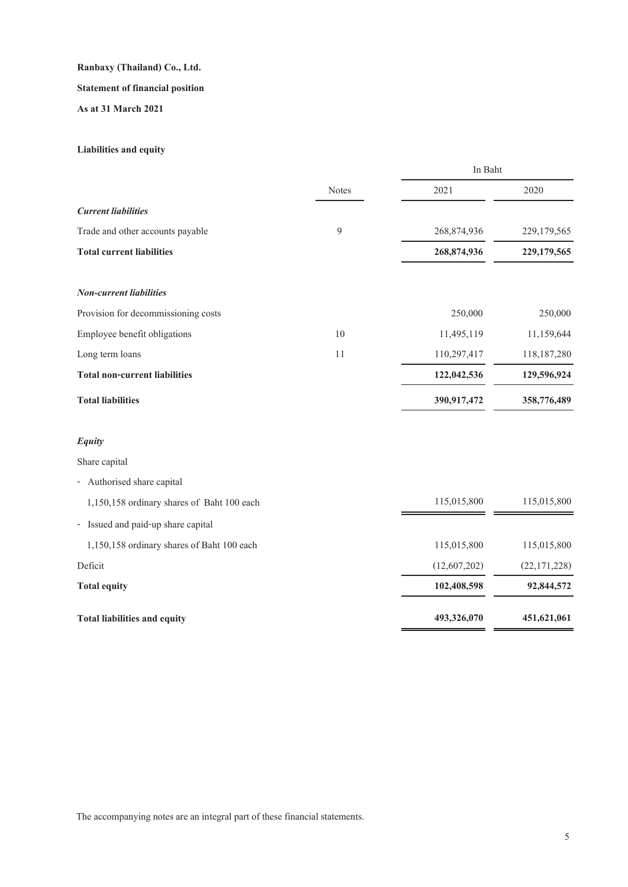**Ranbaxy (Thailand) Co., Ltd.**

**Statement of financial position**

**As at 31 March 2021**

**Liabilities and equity**

| | Notes | In Baht 2021 | 2020 |
|---|---|---|---|
| ***Current liabilities*** | | | |
| Trade and other accounts payable | 9 | 268,874,936 | 229,179,565 |
| **Total current liabilities** | | **268,874,936** | **229,179,565** |
| | | | |
| ***Non-current liabilities*** | | | |
| Provision for decommissioning costs | | 250,000 | 250,000 |
| Employee benefit obligations | 10 | 11,495,119 | 11,159,644 |
| Long term loans | 11 | 110,297,417 | 118,187,280 |
| **Total non-current liabilities** | | **122,042,536** | **129,596,924** |
| **Total liabilities** | | **390,917,472** | **358,776,489** |
| | | | |
| ***Equity*** | | | |
| Share capital | | | |
| - Authorised share capital | | | |
| 1,150,158 ordinary shares of Baht 100 each | | 115,015,800 | 115,015,800 |
| - Issued and paid-up share capital | | | |
| 1,150,158 ordinary shares of Baht 100 each | | 115,015,800 | 115,015,800 |
| Deficit | | (12,607,202) | (22,171,228) |
| **Total equity** | | **102,408,598** | **92,844,572** |
| | | | |
| **Total liabilities and equity** | | **493,326,070** | **451,621,061** |

The accompanying notes are an integral part of these financial statements.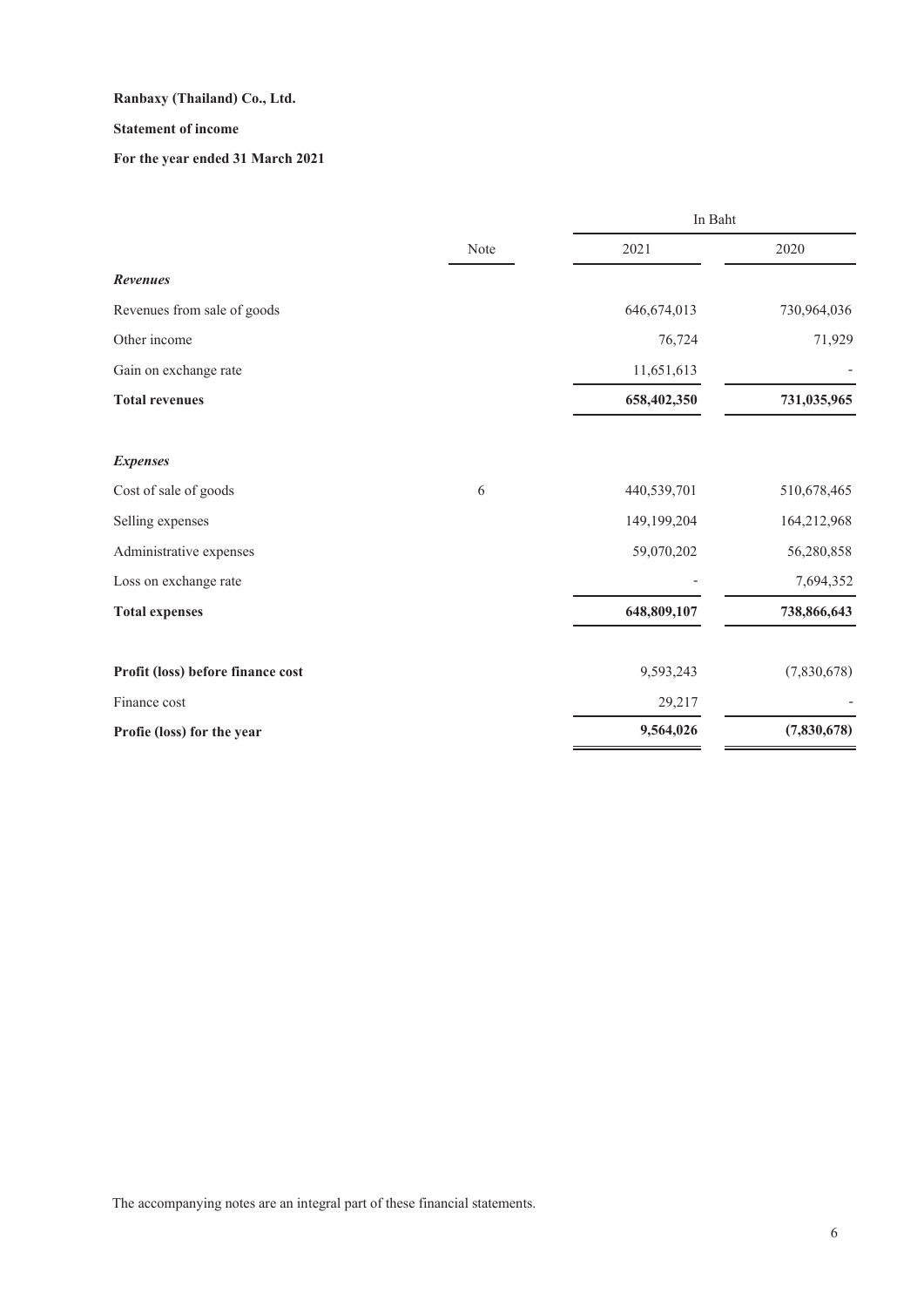**Ranbaxy (Thailand) Co., Ltd.**

**Statement of income**

**For the year ended 31 March 2021**

| | Note | In Baht | |
|---|---|---|---|
| | | 2021 | 2020 |
| ***Revenues*** | | | |
| Revenues from sale of goods | | 646,674,013 | 730,964,036 |
| Other income | | 76,724 | 71,929 |
| Gain on exchange rate | | 11,651,613 | - |
| **Total revenues** | | **658,402,350** | **731,035,965** |
| | | | |
| ***Expenses*** | | | |
| Cost of sale of goods | 6 | 440,539,701 | 510,678,465 |
| Selling expenses | | 149,199,204 | 164,212,968 |
| Administrative expenses | | 59,070,202 | 56,280,858 |
| Loss on exchange rate | | - | 7,694,352 |
| **Total expenses** | | **648,809,107** | **738,866,643** |
| | | | |
| **Profit (loss) before finance cost** | | 9,593,243 | (7,830,678) |
| Finance cost | | 29,217 | - |
| **Profie (loss) for the year** | | **9,564,026** | **(7,830,678)** |

The accompanying notes are an integral part of these financial statements.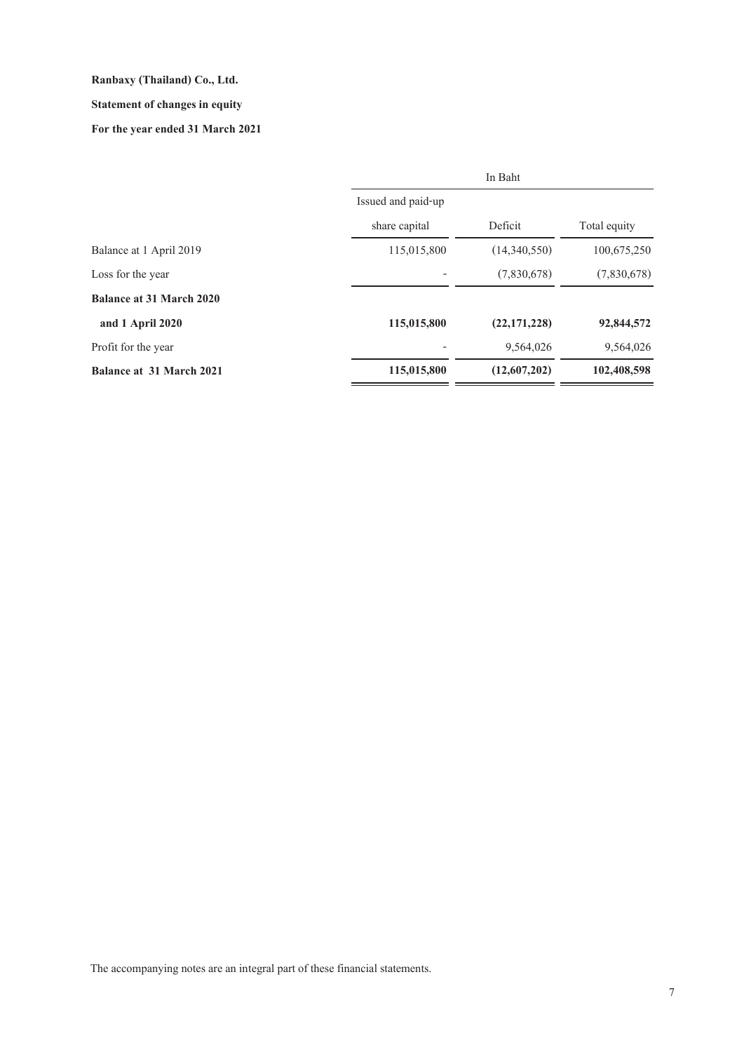**Ranbaxy (Thailand) Co., Ltd.**

**Statement of changes in equity**

**For the year ended 31 March 2021**

| | In Baht | | |
|---|---|---|---|
| | Issued and paid-up share capital | Deficit | Total equity |
| Balance at 1 April 2019 | 115,015,800 | (14,340,550) | 100,675,250 |
| Loss for the year | - | (7,830,678) | (7,830,678) |
| **Balance at 31 March 2020 and 1 April 2020** | **115,015,800** | **(22,171,228)** | **92,844,572** |
| Profit for the year | - | 9,564,026 | 9,564,026 |
| **Balance at 31 March 2021** | **115,015,800** | **(12,607,202)** | **102,408,598** |

The accompanying notes are an integral part of these financial statements.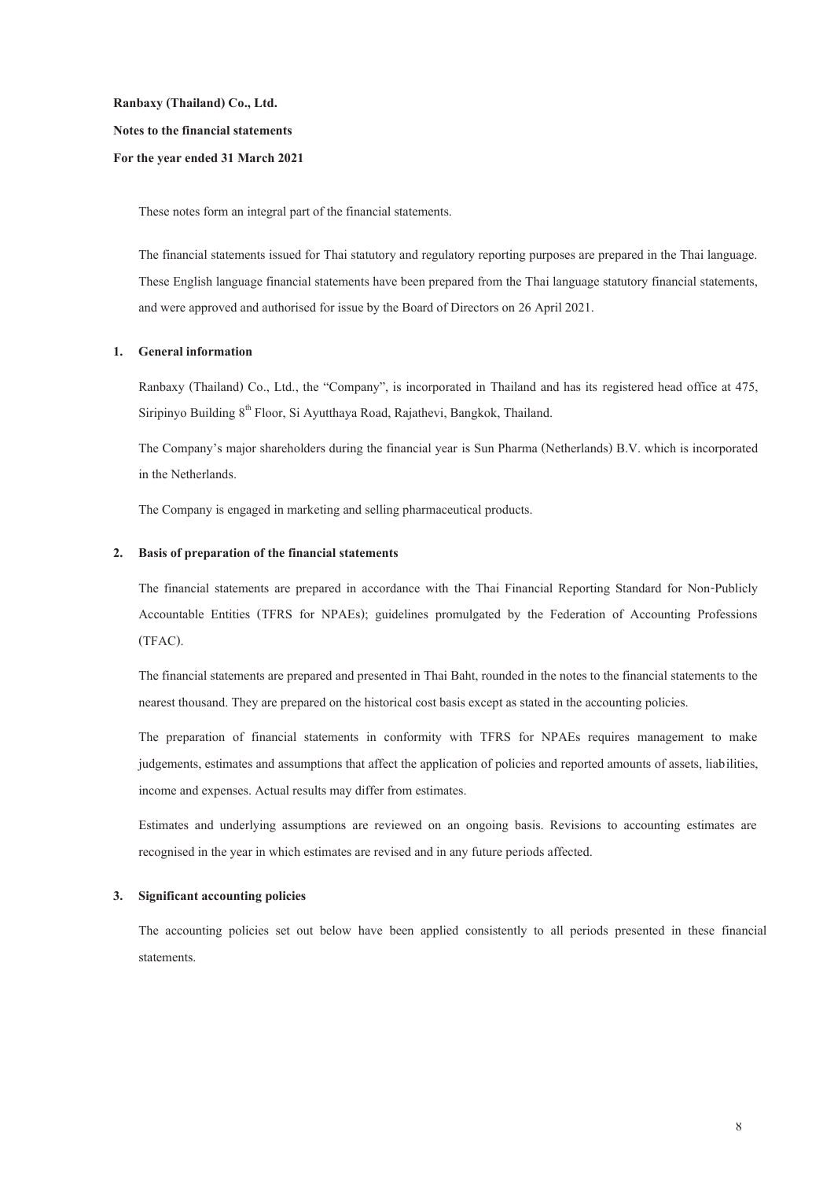**Ranbaxy (Thailand) Co., Ltd.**

**Notes to the financial statements**

**For the year ended 31 March 2021**

These notes form an integral part of the financial statements.

The financial statements issued for Thai statutory and regulatory reporting purposes are prepared in the Thai language. These English language financial statements have been prepared from the Thai language statutory financial statements, and were approved and authorised for issue by the Board of Directors on 26 April 2021.

## 1. General information

Ranbaxy (Thailand) Co., Ltd., the "Company", is incorporated in Thailand and has its registered head office at 475, Siripinyo Building 8th Floor, Si Ayutthaya Road, Rajathevi, Bangkok, Thailand.

The Company's major shareholders during the financial year is Sun Pharma (Netherlands) B.V. which is incorporated in the Netherlands.

The Company is engaged in marketing and selling pharmaceutical products.

## 2. Basis of preparation of the financial statements

The financial statements are prepared in accordance with the Thai Financial Reporting Standard for Non-Publicly Accountable Entities (TFRS for NPAEs); guidelines promulgated by the Federation of Accounting Professions (TFAC).

The financial statements are prepared and presented in Thai Baht, rounded in the notes to the financial statements to the nearest thousand. They are prepared on the historical cost basis except as stated in the accounting policies.

The preparation of financial statements in conformity with TFRS for NPAEs requires management to make judgements, estimates and assumptions that affect the application of policies and reported amounts of assets, liabilities, income and expenses. Actual results may differ from estimates.

Estimates and underlying assumptions are reviewed on an ongoing basis. Revisions to accounting estimates are recognised in the year in which estimates are revised and in any future periods affected.

## 3. Significant accounting policies

The accounting policies set out below have been applied consistently to all periods presented in these financial statements.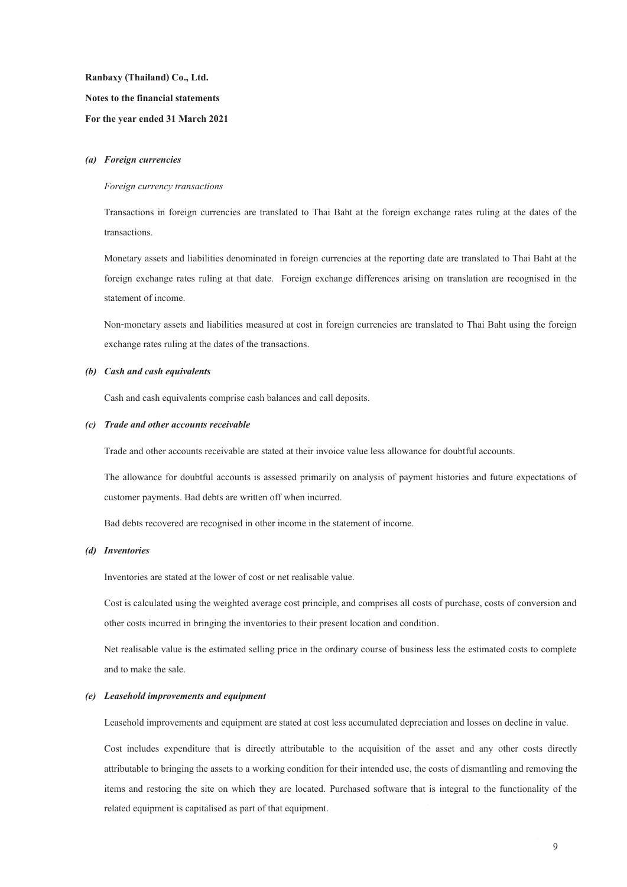**Ranbaxy (Thailand) Co., Ltd.**

**Notes to the financial statements**

**For the year ended 31 March 2021**

***(a) Foreign currencies***

*Foreign currency transactions*

Transactions in foreign currencies are translated to Thai Baht at the foreign exchange rates ruling at the dates of the transactions.

Monetary assets and liabilities denominated in foreign currencies at the reporting date are translated to Thai Baht at the foreign exchange rates ruling at that date. Foreign exchange differences arising on translation are recognised in the statement of income.

Non-monetary assets and liabilities measured at cost in foreign currencies are translated to Thai Baht using the foreign exchange rates ruling at the dates of the transactions.

***(b) Cash and cash equivalents***

Cash and cash equivalents comprise cash balances and call deposits.

***(c) Trade and other accounts receivable***

Trade and other accounts receivable are stated at their invoice value less allowance for doubtful accounts.

The allowance for doubtful accounts is assessed primarily on analysis of payment histories and future expectations of customer payments. Bad debts are written off when incurred.

Bad debts recovered are recognised in other income in the statement of income.

***(d) Inventories***

Inventories are stated at the lower of cost or net realisable value.

Cost is calculated using the weighted average cost principle, and comprises all costs of purchase, costs of conversion and other costs incurred in bringing the inventories to their present location and condition.

Net realisable value is the estimated selling price in the ordinary course of business less the estimated costs to complete and to make the sale.

***(e) Leasehold improvements and equipment***

Leasehold improvements and equipment are stated at cost less accumulated depreciation and losses on decline in value.

Cost includes expenditure that is directly attributable to the acquisition of the asset and any other costs directly attributable to bringing the assets to a working condition for their intended use, the costs of dismantling and removing the items and restoring the site on which they are located. Purchased software that is integral to the functionality of the related equipment is capitalised as part of that equipment.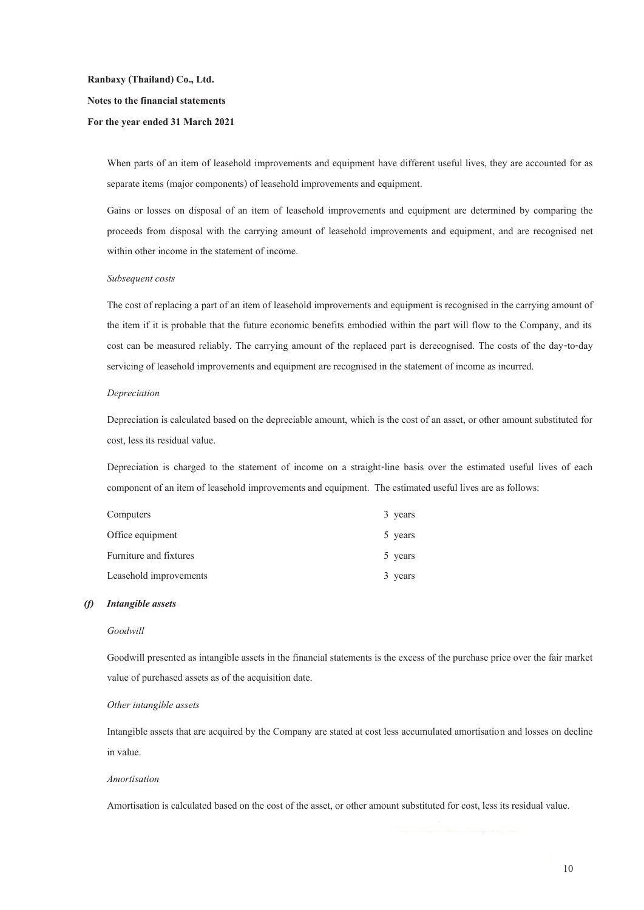When parts of an item of leasehold improvements and equipment have different useful lives, they are accounted for as separate items (major components) of leasehold improvements and equipment.

Gains or losses on disposal of an item of leasehold improvements and equipment are determined by comparing the proceeds from disposal with the carrying amount of leasehold improvements and equipment, and are recognised net within other income in the statement of income.

*Subsequent costs*

The cost of replacing a part of an item of leasehold improvements and equipment is recognised in the carrying amount of the item if it is probable that the future economic benefits embodied within the part will flow to the Company, and its cost can be measured reliably. The carrying amount of the replaced part is derecognised. The costs of the day-to-day servicing of leasehold improvements and equipment are recognised in the statement of income as incurred.

*Depreciation*

Depreciation is calculated based on the depreciable amount, which is the cost of an asset, or other amount substituted for cost, less its residual value.

Depreciation is charged to the statement of income on a straight-line basis over the estimated useful lives of each component of an item of leasehold improvements and equipment. The estimated useful lives are as follows:

| | |
|---|---|
| Computers | 3 years |
| Office equipment | 5 years |
| Furniture and fixtures | 5 years |
| Leasehold improvements | 3 years |

***(f) Intangible assets***

*Goodwill*

Goodwill presented as intangible assets in the financial statements is the excess of the purchase price over the fair market value of purchased assets as of the acquisition date.

*Other intangible assets*

Intangible assets that are acquired by the Company are stated at cost less accumulated amortisation and losses on decline in value.

*Amortisation*

Amortisation is calculated based on the cost of the asset, or other amount substituted for cost, less its residual value.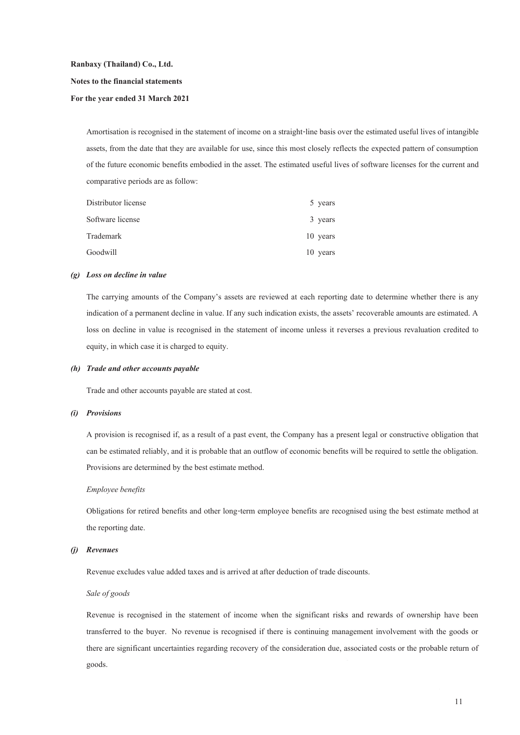Amortisation is recognised in the statement of income on a straight-line basis over the estimated useful lives of intangible assets, from the date that they are available for use, since this most closely reflects the expected pattern of consumption of the future economic benefits embodied in the asset. The estimated useful lives of software licenses for the current and comparative periods are as follow:

| | |
|---|---|
| Distributor license | 5 years |
| Software license | 3 years |
| Trademark | 10 years |
| Goodwill | 10 years |

***(g) Loss on decline in value***

The carrying amounts of the Company's assets are reviewed at each reporting date to determine whether there is any indication of a permanent decline in value. If any such indication exists, the assets' recoverable amounts are estimated. A loss on decline in value is recognised in the statement of income unless it reverses a previous revaluation credited to equity, in which case it is charged to equity.

***(h) Trade and other accounts payable***

Trade and other accounts payable are stated at cost.

***(i) Provisions***

A provision is recognised if, as a result of a past event, the Company has a present legal or constructive obligation that can be estimated reliably, and it is probable that an outflow of economic benefits will be required to settle the obligation. Provisions are determined by the best estimate method.

*Employee benefits*

Obligations for retired benefits and other long-term employee benefits are recognised using the best estimate method at the reporting date.

***(j) Revenues***

Revenue excludes value added taxes and is arrived at after deduction of trade discounts.

*Sale of goods*

Revenue is recognised in the statement of income when the significant risks and rewards of ownership have been transferred to the buyer. No revenue is recognised if there is continuing management involvement with the goods or there are significant uncertainties regarding recovery of the consideration due, associated costs or the probable return of goods.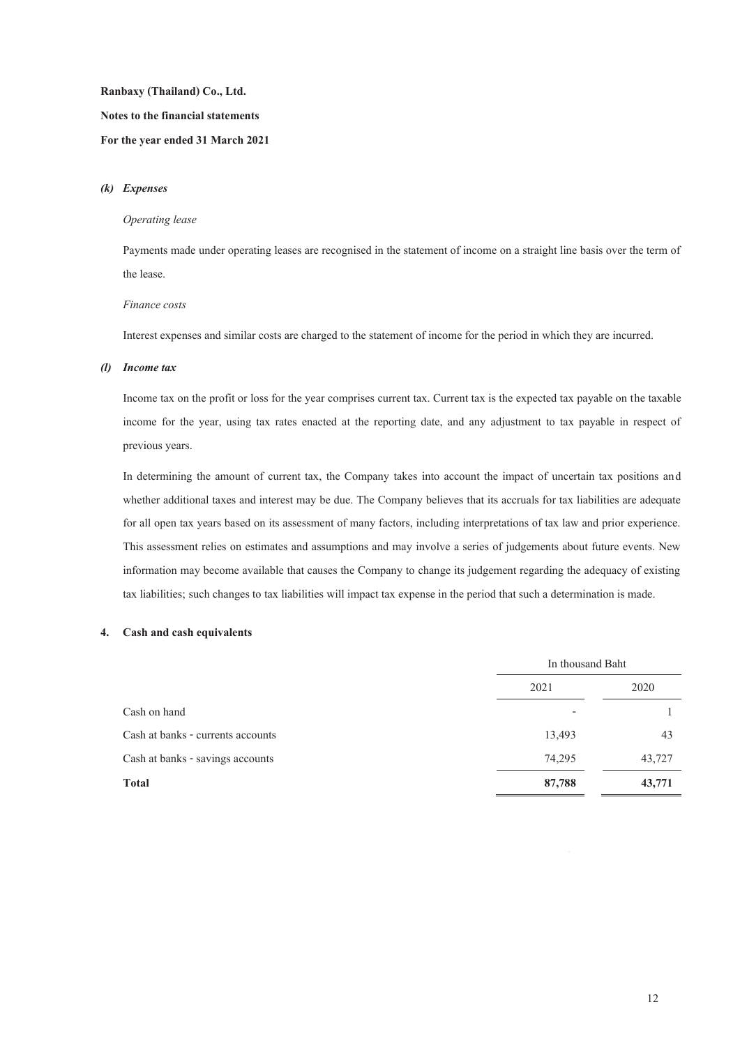### *(k) Expenses*

*Operating lease*

Payments made under operating leases are recognised in the statement of income on a straight line basis over the term of the lease.

*Finance costs*

Interest expenses and similar costs are charged to the statement of income for the period in which they are incurred.

### *(l) Income tax*

Income tax on the profit or loss for the year comprises current tax. Current tax is the expected tax payable on the taxable income for the year, using tax rates enacted at the reporting date, and any adjustment to tax payable in respect of previous years.

In determining the amount of current tax, the Company takes into account the impact of uncertain tax positions and whether additional taxes and interest may be due. The Company believes that its accruals for tax liabilities are adequate for all open tax years based on its assessment of many factors, including interpretations of tax law and prior experience. This assessment relies on estimates and assumptions and may involve a series of judgements about future events. New information may become available that causes the Company to change its judgement regarding the adequacy of existing tax liabilities; such changes to tax liabilities will impact tax expense in the period that such a determination is made.

## 4. Cash and cash equivalents

| | In thousand Baht | |
|---|---|---|
| | 2021 | 2020 |
| Cash on hand | - | 1 |
| Cash at banks - currents accounts | 13,493 | 43 |
| Cash at banks - savings accounts | 74,295 | 43,727 |
| **Total** | **87,788** | **43,771** |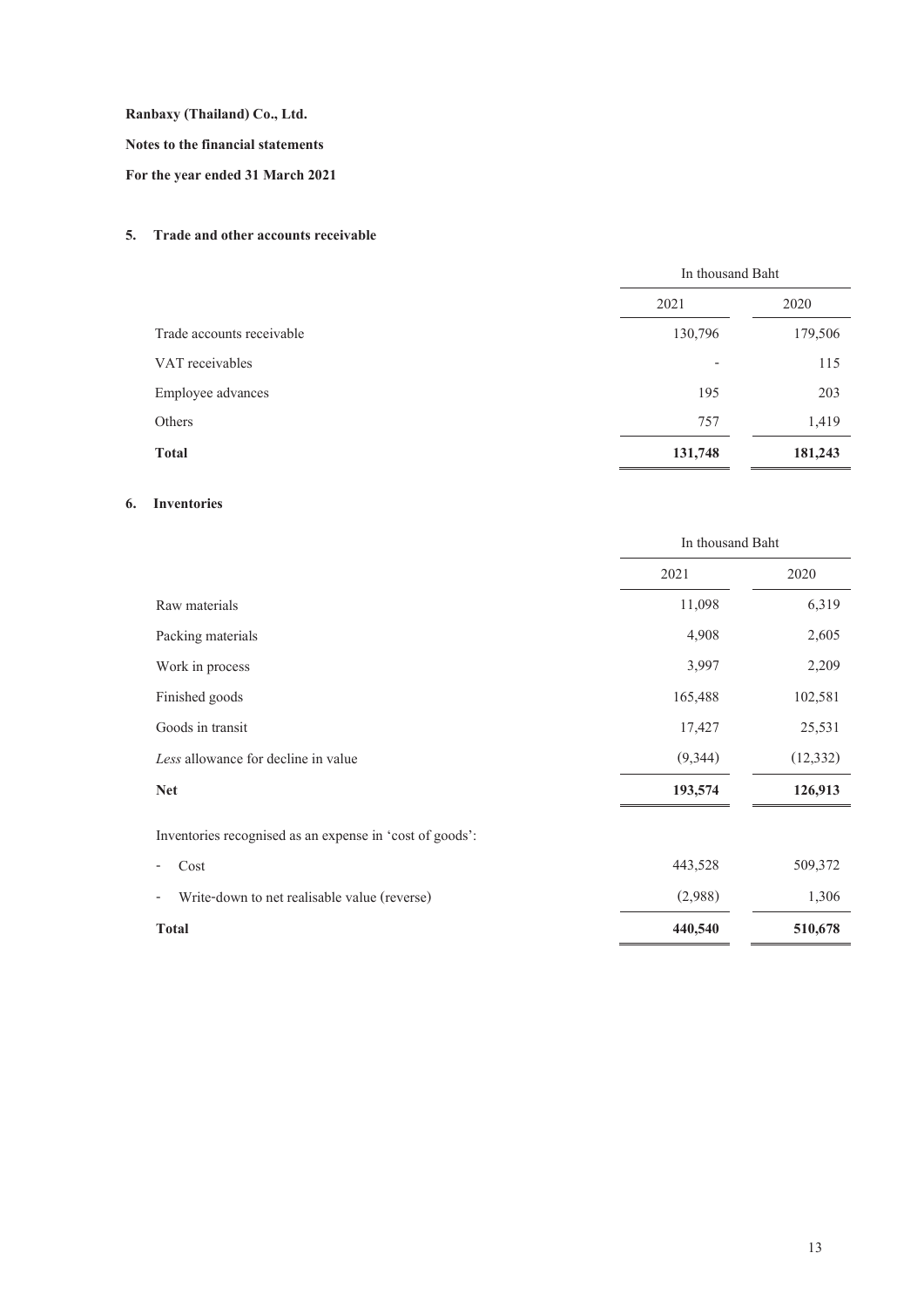**Ranbaxy (Thailand) Co., Ltd.**

**Notes to the financial statements**

**For the year ended 31 March 2021**

## 5. Trade and other accounts receivable

| | In thousand Baht | |
|---|---|---|
| | 2021 | 2020 |
| Trade accounts receivable | 130,796 | 179,506 |
| VAT receivables | - | 115 |
| Employee advances | 195 | 203 |
| Others | 757 | 1,419 |
| **Total** | **131,748** | **181,243** |

## 6. Inventories

| | In thousand Baht | |
|---|---|---|
| | 2021 | 2020 |
| Raw materials | 11,098 | 6,319 |
| Packing materials | 4,908 | 2,605 |
| Work in process | 3,997 | 2,209 |
| Finished goods | 165,488 | 102,581 |
| Goods in transit | 17,427 | 25,531 |
| *Less* allowance for decline in value | (9,344) | (12,332) |
| **Net** | **193,574** | **126,913** |
| Inventories recognised as an expense in 'cost of goods': | | |
| - Cost | 443,528 | 509,372 |
| - Write-down to net realisable value (reverse) | (2,988) | 1,306 |
| **Total** | **440,540** | **510,678** |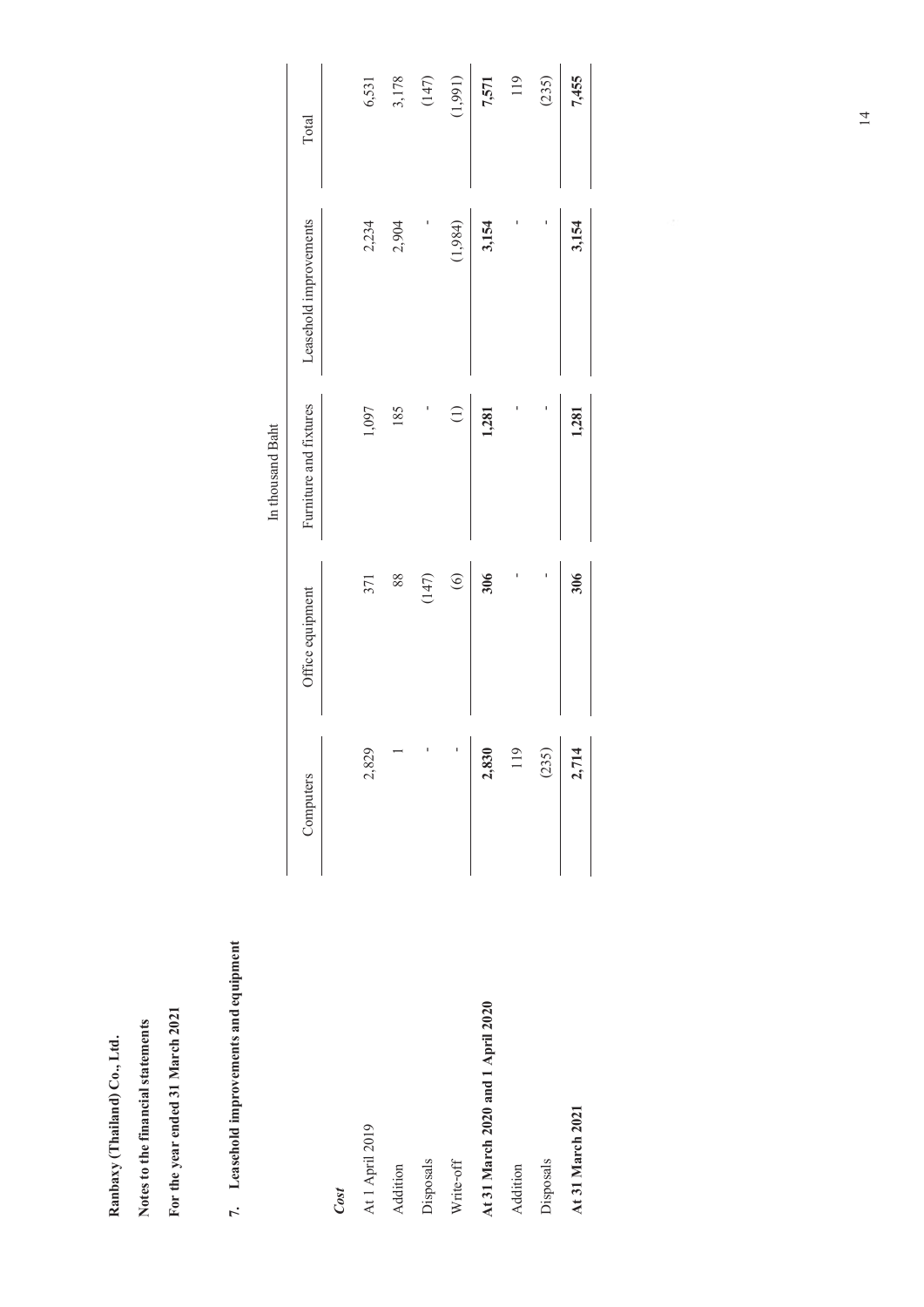**Ranbaxy (Thailand) Co., Ltd.**

**Notes to the financial statements**

**For the year ended 31 March 2021**

## 7. Leasehold improvements and equipment

| | In thousand Baht | | | | |
|---|---|---|---|---|---|
| | Computers | Office equipment | Furniture and fixtures | Leasehold improvements | Total |
| ***Cost*** | | | | | |
| At 1 April 2019 | 2,829 | 371 | 1,097 | 2,234 | 6,531 |
| Addition | 1 | 88 | 185 | 2,904 | 3,178 |
| Disposals | - | (147) | - | - | (147) |
| Write-off | - | (6) | (1) | (1,984) | (1,991) |
| **At 31 March 2020 and 1 April 2020** | **2,830** | **306** | **1,281** | **3,154** | **7,571** |
| Addition | 119 | - | - | - | 119 |
| Disposals | (235) | - | - | - | (235) |
| **At 31 March 2021** | **2,714** | **306** | **1,281** | **3,154** | **7,455** |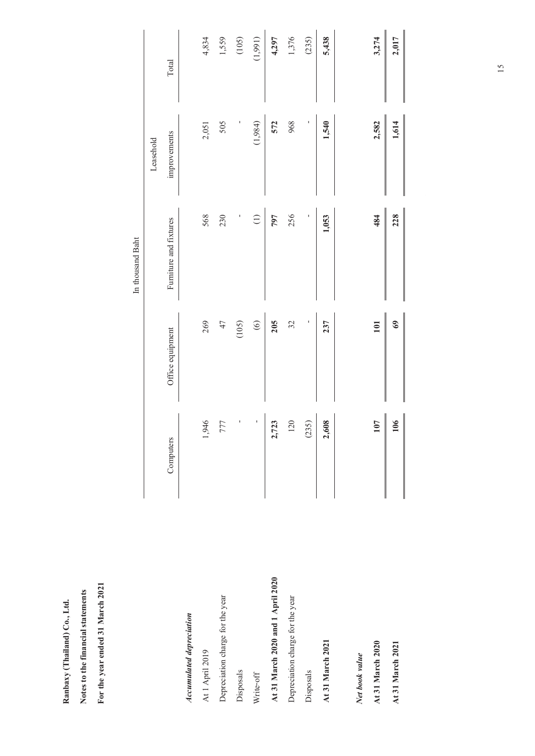**Ranbaxy (Thailand) Co., Ltd.**

**Notes to the financial statements**

**For the year ended 31 March 2021**

| | In thousand Baht | | | | |
|---|---|---|---|---|---|
| | Computers | Office equipment | Furniture and fixtures | Leasehold improvements | Total |
| ***Accumulated depreciation*** | | | | | |
| At 1 April 2019 | 1,946 | 269 | 568 | 2,051 | 4,834 |
| Depreciation charge for the year | 777 | 47 | 230 | 505 | 1,559 |
| Disposals | - | (105) | - | - | (105) |
| Write-off | - | (6) | (1) | (1,984) | (1,991) |
| **At 31 March 2020 and 1 April 2020** | **2,723** | **205** | **797** | **572** | **4,297** |
| Depreciation charge for the year | 120 | 32 | 256 | 968 | 1,376 |
| Disposals | (235) | - | - | - | (235) |
| **At 31 March 2021** | **2,608** | **237** | **1,053** | **1,540** | **5,438** |
| ***Net book value*** | | | | | |
| **At 31 March 2020** | **107** | **101** | **484** | **2,582** | **3,274** |
| **At 31 March 2021** | **106** | **69** | **228** | **1,614** | **2,017** |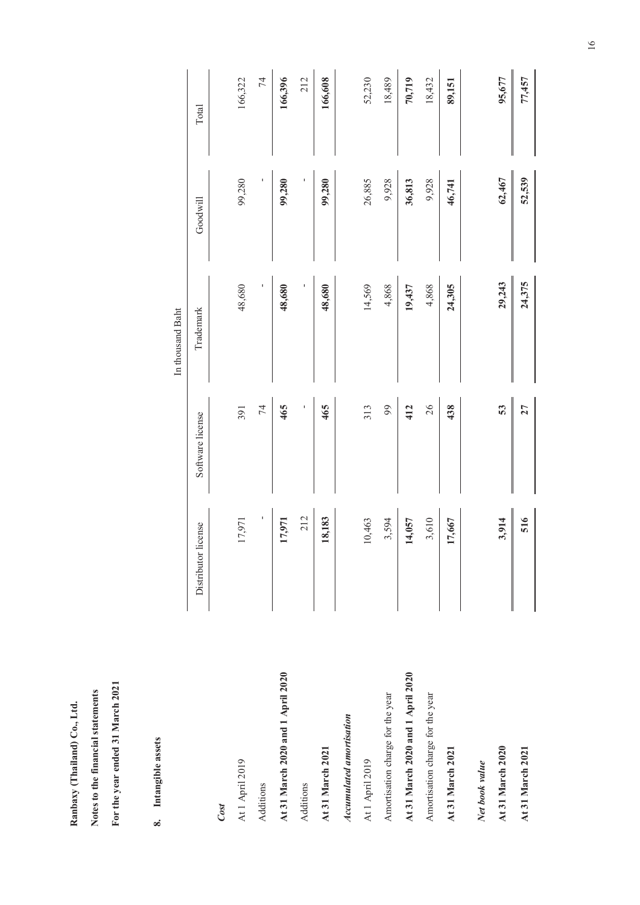**Ranbaxy (Thailand) Co., Ltd.**

**Notes to the financial statements**

**For the year ended 31 March 2021**

## 8. Intangible assets

| | Distributor license | Software license | Trademark | Goodwill | Total |
|---|---|---|---|---|---|
| | | | In thousand Baht | | |
| ***Cost*** | | | | | |
| At 1 April 2019 | 17,971 | 391 | 48,680 | 99,280 | 166,322 |
| Additions | - | 74 | - | - | 74 |
| **At 31 March 2020 and 1 April 2020** | **17,971** | **465** | **48,680** | **99,280** | **166,396** |
| Additions | 212 | - | - | - | 212 |
| **At 31 March 2021** | **18,183** | **465** | **48,680** | **99,280** | **166,608** |
| ***Accumulated amortisation*** | | | | | |
| At 1 April 2019 | 10,463 | 313 | 14,569 | 26,885 | 52,230 |
| Amortisation charge for the year | 3,594 | 99 | 4,868 | 9,928 | 18,489 |
| **At 31 March 2020 and 1 April 2020** | **14,057** | **412** | **19,437** | **36,813** | **70,719** |
| Amortisation charge for the year | 3,610 | 26 | 4,868 | 9,928 | 18,432 |
| **At 31 March 2021** | **17,667** | **438** | **24,305** | **46,741** | **89,151** |
| ***Net book value*** | | | | | |
| **At 31 March 2020** | **3,914** | **53** | **29,243** | **62,467** | **95,677** |
| **At 31 March 2021** | **516** | **27** | **24,375** | **52,539** | **77,457** |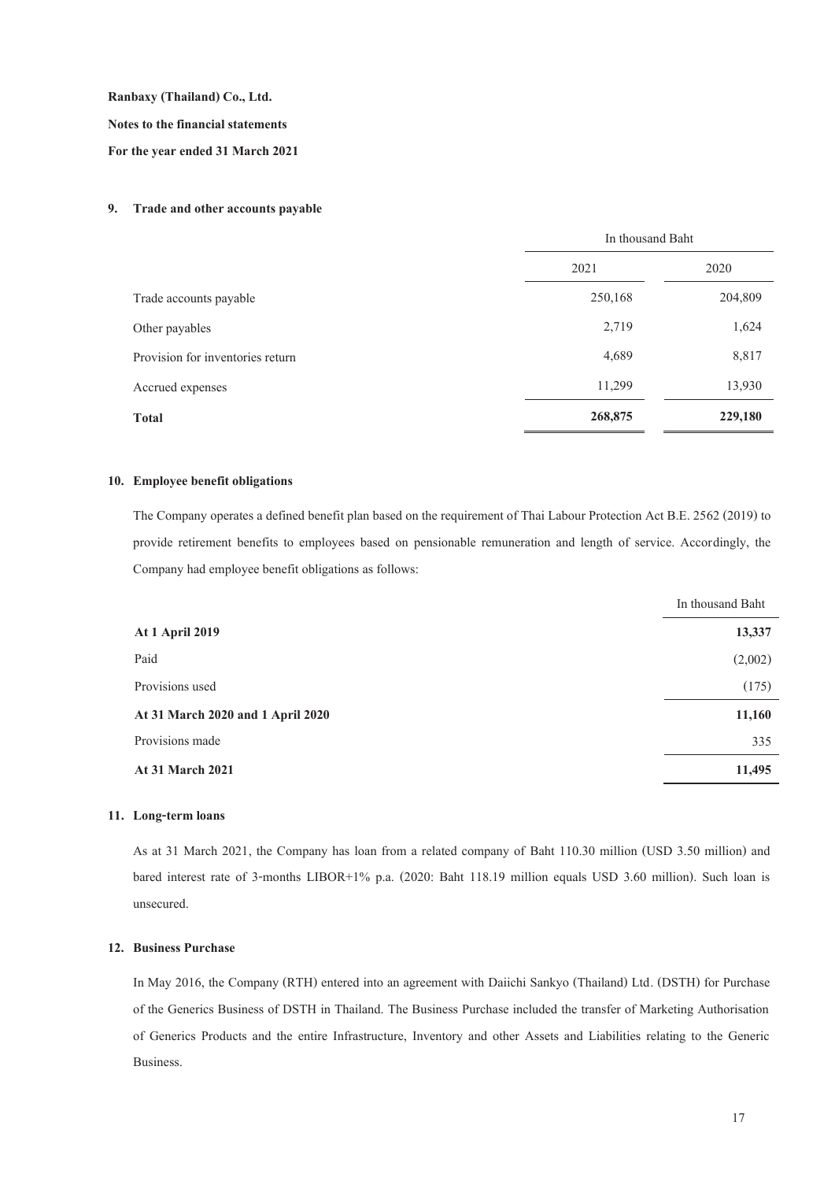**Ranbaxy (Thailand) Co., Ltd.**

**Notes to the financial statements**

**For the year ended 31 March 2021**

## 9. Trade and other accounts payable

| | In thousand Baht | |
|---|---|---|
| | 2021 | 2020 |
| Trade accounts payable | 250,168 | 204,809 |
| Other payables | 2,719 | 1,624 |
| Provision for inventories return | 4,689 | 8,817 |
| Accrued expenses | 11,299 | 13,930 |
| **Total** | **268,875** | **229,180** |

## 10. Employee benefit obligations

The Company operates a defined benefit plan based on the requirement of Thai Labour Protection Act B.E. 2562 (2019) to provide retirement benefits to employees based on pensionable remuneration and length of service. Accordingly, the Company had employee benefit obligations as follows:

| | In thousand Baht |
|---|---|
| **At 1 April 2019** | **13,337** |
| Paid | (2,002) |
| Provisions used | (175) |
| **At 31 March 2020 and 1 April 2020** | **11,160** |
| Provisions made | 335 |
| **At 31 March 2021** | **11,495** |

## 11. Long-term loans

As at 31 March 2021, the Company has loan from a related company of Baht 110.30 million (USD 3.50 million) and bared interest rate of 3-months LIBOR+1% p.a. (2020: Baht 118.19 million equals USD 3.60 million). Such loan is unsecured.

## 12. Business Purchase

In May 2016, the Company (RTH) entered into an agreement with Daiichi Sankyo (Thailand) Ltd. (DSTH) for Purchase of the Generics Business of DSTH in Thailand. The Business Purchase included the transfer of Marketing Authorisation of Generics Products and the entire Infrastructure, Inventory and other Assets and Liabilities relating to the Generic Business.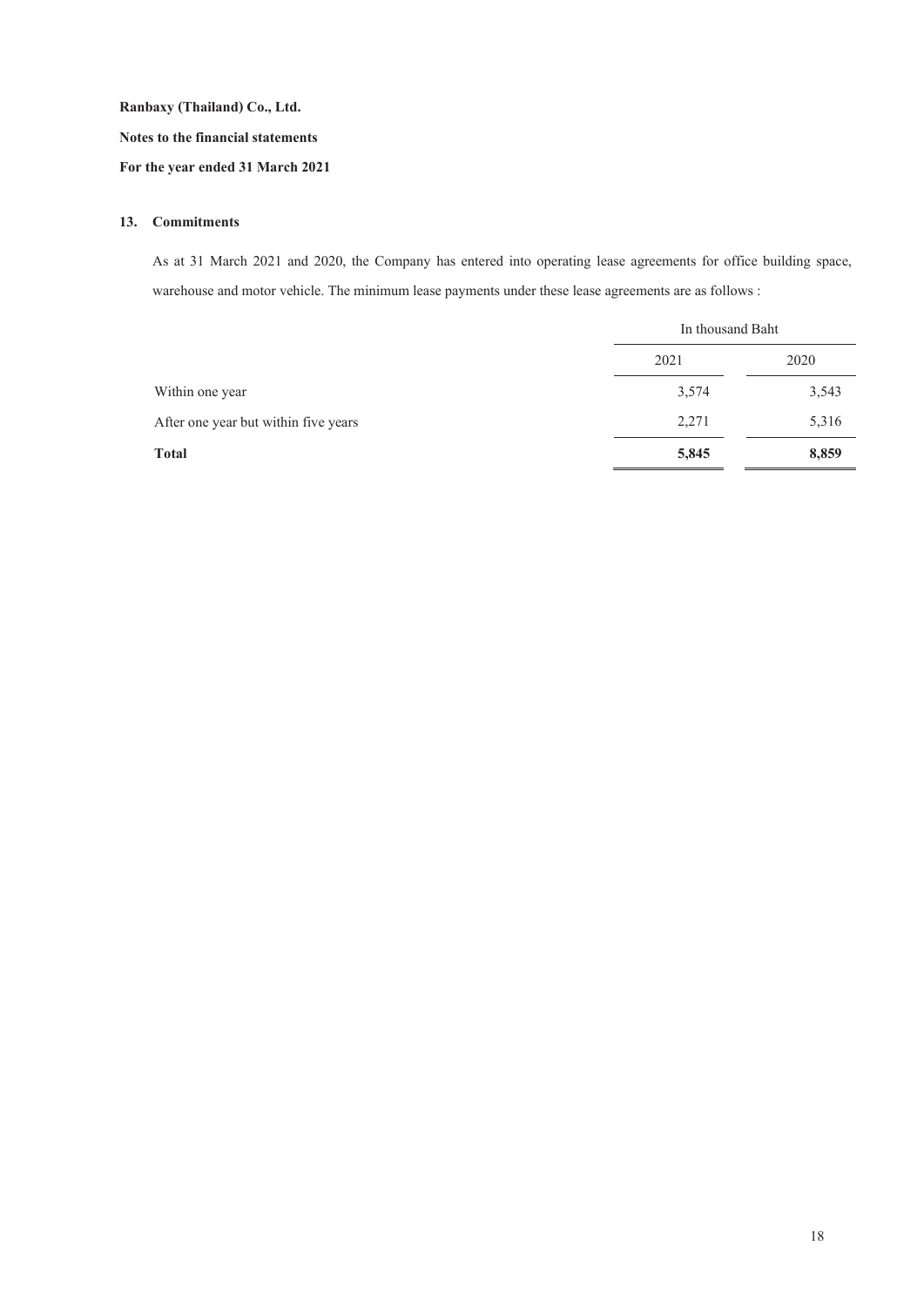**Ranbaxy (Thailand) Co., Ltd.**

**Notes to the financial statements**

**For the year ended 31 March 2021**

## 13. Commitments

As at 31 March 2021 and 2020, the Company has entered into operating lease agreements for office building space, warehouse and motor vehicle. The minimum lease payments under these lease agreements are as follows :

| | In thousand Baht | |
|---|---|---|
| | 2021 | 2020 |
| Within one year | 3,574 | 3,543 |
| After one year but within five years | 2,271 | 5,316 |
| **Total** | **5,845** | **8,859** |